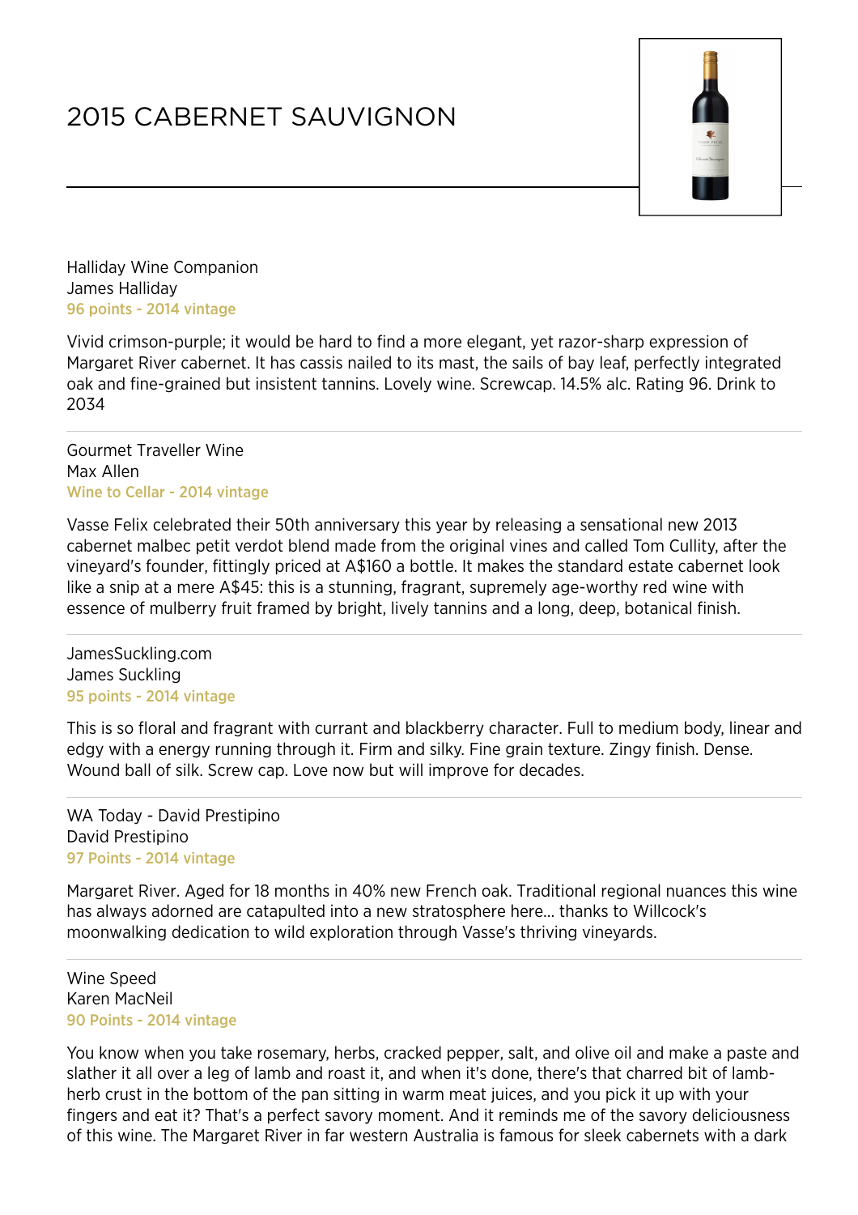# 2015 CABERNET SAUVIGNON

Halliday Wine Companion
James Halliday
96 points - 2014 vintage

Vivid crimson-purple; it would be hard to find a more elegant, yet razor-sharp expression of Margaret River cabernet. It has cassis nailed to its mast, the sails of bay leaf, perfectly integrated oak and fine-grained but insistent tannins. Lovely wine. Screwcap. 14.5% alc. Rating 96. Drink to 2034

---

Gourmet Traveller Wine
Max Allen
Wine to Cellar - 2014 vintage

Vasse Felix celebrated their 50th anniversary this year by releasing a sensational new 2013 cabernet malbec petit verdot blend made from the original vines and called Tom Cullity, after the vineyard's founder, fittingly priced at A$160 a bottle. It makes the standard estate cabernet look like a snip at a mere A$45: this is a stunning, fragrant, supremely age-worthy red wine with essence of mulberry fruit framed by bright, lively tannins and a long, deep, botanical finish.

---

JamesSuckling.com
James Suckling
95 points - 2014 vintage

This is so floral and fragrant with currant and blackberry character. Full to medium body, linear and edgy with a energy running through it. Firm and silky. Fine grain texture. Zingy finish. Dense. Wound ball of silk. Screw cap. Love now but will improve for decades.

---

WA Today - David Prestipino
David Prestipino
97 Points - 2014 vintage

Margaret River. Aged for 18 months in 40% new French oak. Traditional regional nuances this wine has always adorned are catapulted into a new stratosphere here... thanks to Willcock's moonwalking dedication to wild exploration through Vasse's thriving vineyards.

---

Wine Speed
Karen MacNeil
90 Points - 2014 vintage

You know when you take rosemary, herbs, cracked pepper, salt, and olive oil and make a paste and slather it all over a leg of lamb and roast it, and when it's done, there's that charred bit of lamb-herb crust in the bottom of the pan sitting in warm meat juices, and you pick it up with your fingers and eat it? That's a perfect savory moment. And it reminds me of the savory deliciousness of this wine. The Margaret River in far western Australia is famous for sleek cabernets with a dark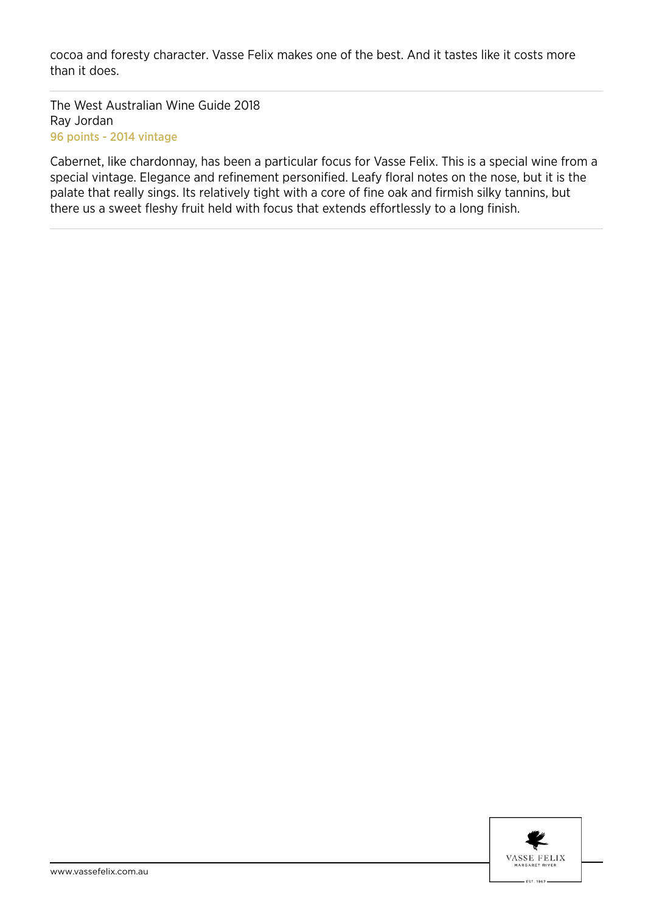cocoa and foresty character. Vasse Felix makes one of the best. And it tastes like it costs more than it does.

---

The West Australian Wine Guide 2018
Ray Jordan
**96 points - 2014 vintage**

Cabernet, like chardonnay, has been a particular focus for Vasse Felix. This is a special wine from a special vintage. Elegance and refinement personified. Leafy floral notes on the nose, but it is the palate that really sings. Its relatively tight with a core of fine oak and firmish silky tannins, but there us a sweet fleshy fruit held with focus that extends effortlessly to a long finish.

---